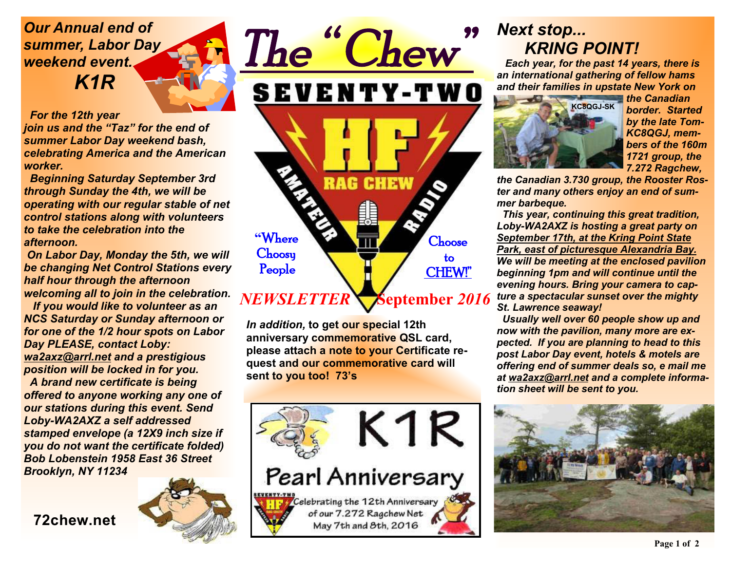# The "Chew"

SEVENTY-TWO

HF RAG CHEW AMATEUR RADIO

"Where Choosy People Choose to CHEW!"

*NEWSLETTER* September *2016*

## *Our Annual end of summer, Labor Day weekend event. K1R*

*For the 12th year join us and the "Taz" for the end of summer Labor Day weekend bash, celebrating America and the American worker.*

*Beginning Saturday September 3rd through Sunday the 4th, we will be operating with our regular stable of net control stations along with volunteers to take the celebration into the afternoon.*

*On Labor Day, Monday the 5th, we will be changing Net Control Stations every half hour through the afternoon welcoming all to join in the celebration.*

*If you would like to volunteer as an NCS Saturday or Sunday afternoon or for one of the 1/2 hour spots on Labor Day PLEASE, contact Loby: wa2axz@arrl.net and a prestigious position will be locked in for you.*

*A brand new certificate is being offered to anyone working any one of our stations during this event. Send Loby-WA2AXZ a self addressed stamped envelope (a 12X9 inch size if you do not want the certificate folded) Bob Lobenstein 1958 East 36 Street Brooklyn, NY 11234*

**72chew.net**

***In addition,*** **to get our special 12th anniversary commemorative QSL card, please attach a note to your Certificate request and our commemorative card will sent to you too! 73's**

K1R

Pearl Anniversary

Celebrating the 12th Anniversary of our 7.272 Ragchew Net May 7th and 8th, 2016

## *Next stop... KRING POINT!*

*Each year, for the past 14 years, there is an international gathering of fellow hams and their families in upstate New York on the Canadian border. Started by the late Tom-KC8QGJ, members of the 160m 1721 group, the 7.272 Ragchew, the Canadian 3.730 group, the Rooster Roster and many others enjoy an end of summer barbeque.*

KC8QGJ-SK

*This year, continuing this great tradition, Loby-WA2AXZ is hosting a great party on September 17th, at the Kring Point State Park, east of picturesque Alexandria Bay. We will be meeting at the enclosed pavilion beginning 1pm and will continue until the evening hours. Bring your camera to capture a spectacular sunset over the mighty St. Lawrence seaway!*

*Usually well over 60 people show up and now with the pavilion, many more are expected. If you are planning to head to this post Labor Day event, hotels & motels are offering end of summer deals so, e mail me at wa2axz@arrl.net and a complete information sheet will be sent to you.*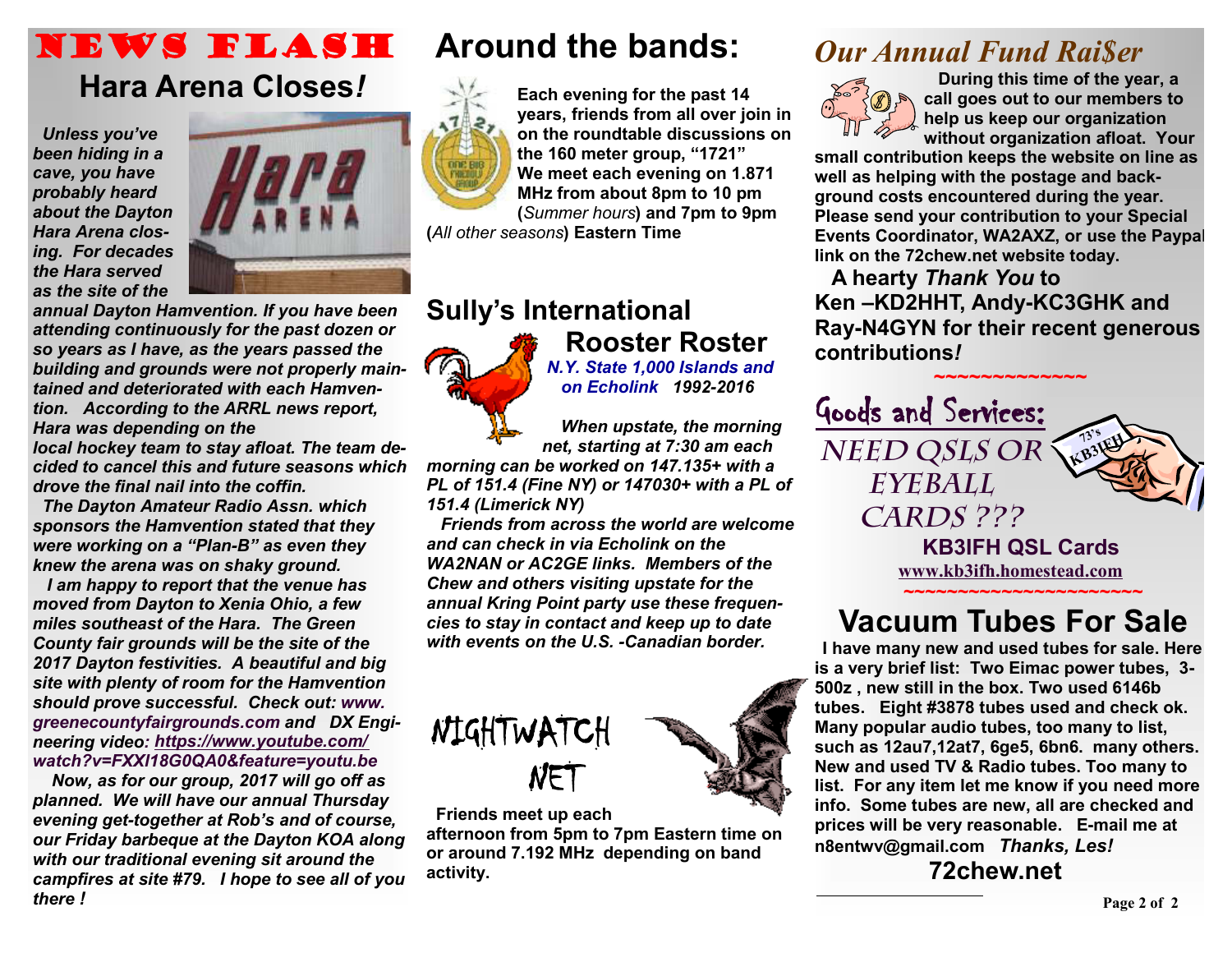# NEWS FLASH

## Hara Arena Closes!

*Unless you've been hiding in a cave, you have probably heard about the Dayton Hara Arena closing. For decades the Hara served as the site of the annual Dayton Hamvention. If you have been attending continuously for the past dozen or so years as I have, as the years passed the building and grounds were not properly maintained and deteriorated with each Hamvention. According to the ARRL news report, Hara was depending on the local hockey team to stay afloat. The team decided to cancel this and future seasons which drove the final nail into the coffin.*

*The Dayton Amateur Radio Assn. which sponsors the Hamvention stated that they were working on a "Plan-B" as even they knew the arena was on shaky ground.*

*I am happy to report that the venue has moved from Dayton to Xenia Ohio, a few miles southeast of the Hara. The Green County fair grounds will be the site of the 2017 Dayton festivities. A beautiful and big site with plenty of room for the Hamvention should prove successful. Check out: www.greenecountyfairgrounds.com and DX Engineering video: https://www.youtube.com/watch?v=FXXI18G0QA0&feature=youtu.be*

*Now, as for our group, 2017 will go off as planned. We will have our annual Thursday evening get-together at Rob's and of course, our Friday barbeque at the Dayton KOA along with our traditional evening sit around the campfires at site #79. I hope to see all of you there !*

# Around the bands:

**Each evening for the past 14 years, friends from all over join in on the roundtable discussions on the 160 meter group, "1721" We meet each evening on 1.871 MHz from about 8pm to 10 pm (*Summer hours*) and 7pm to 9pm (*All other seasons*) Eastern Time**

## Sully's International Rooster Roster

***N.Y. State 1,000 Islands and on Echolink 1992-2016***

*When upstate, the morning net, starting at 7:30 am each morning can be worked on 147.135+ with a PL of 151.4 (Fine NY) or 147030+ with a PL of 151.4 (Limerick NY)*

*Friends from across the world are welcome and can check in via Echolink on the WA2NAN or AC2GE links. Members of the Chew and others visiting upstate for the annual Kring Point party use these frequencies to stay in contact and keep up to date with events on the U.S. -Canadian border.*

## NIGHTWATCH NET

**Friends meet up each afternoon from 5pm to 7pm Eastern time on or around 7.192 MHz depending on band activity.**

# *Our Annual Fund Rai$er*

**During this time of the year, a call goes out to our members to help us keep our organization without organization afloat. Your small contribution keeps the website on line as well as helping with the postage and background costs encountered during the year. Please send your contribution to your Special Events Coordinator, WA2AXZ, or use the Paypal link on the 72chew.net website today.**

**A hearty *Thank You* to Ken –KD2HHT, Andy-KC3GHK and Ray-N4GYN for their recent generous contributions*!***

~~~~~~~~~~~~~

## Goods and Services:

NEED QSLS OR EYEBALL CARDS ???

**KB3IFH QSL Cards**

**www.kb3ifh.homestead.com**

~~~~~~~~~~~~~~~~~~~~~~

# Vacuum Tubes For Sale

**I have many new and used tubes for sale. Here is a very brief list: Two Eimac power tubes, 3-500z , new still in the box. Two used 6146b tubes. Eight #3878 tubes used and check ok. Many popular audio tubes, too many to list, such as 12au7,12at7, 6ge5, 6bn6. many others. New and used TV & Radio tubes. Too many to list. For any item let me know if you need more info. Some tubes are new, all are checked and prices will be very reasonable. E-mail me at n8entwv@gmail.com *Thanks, Les!***

**72chew.net**